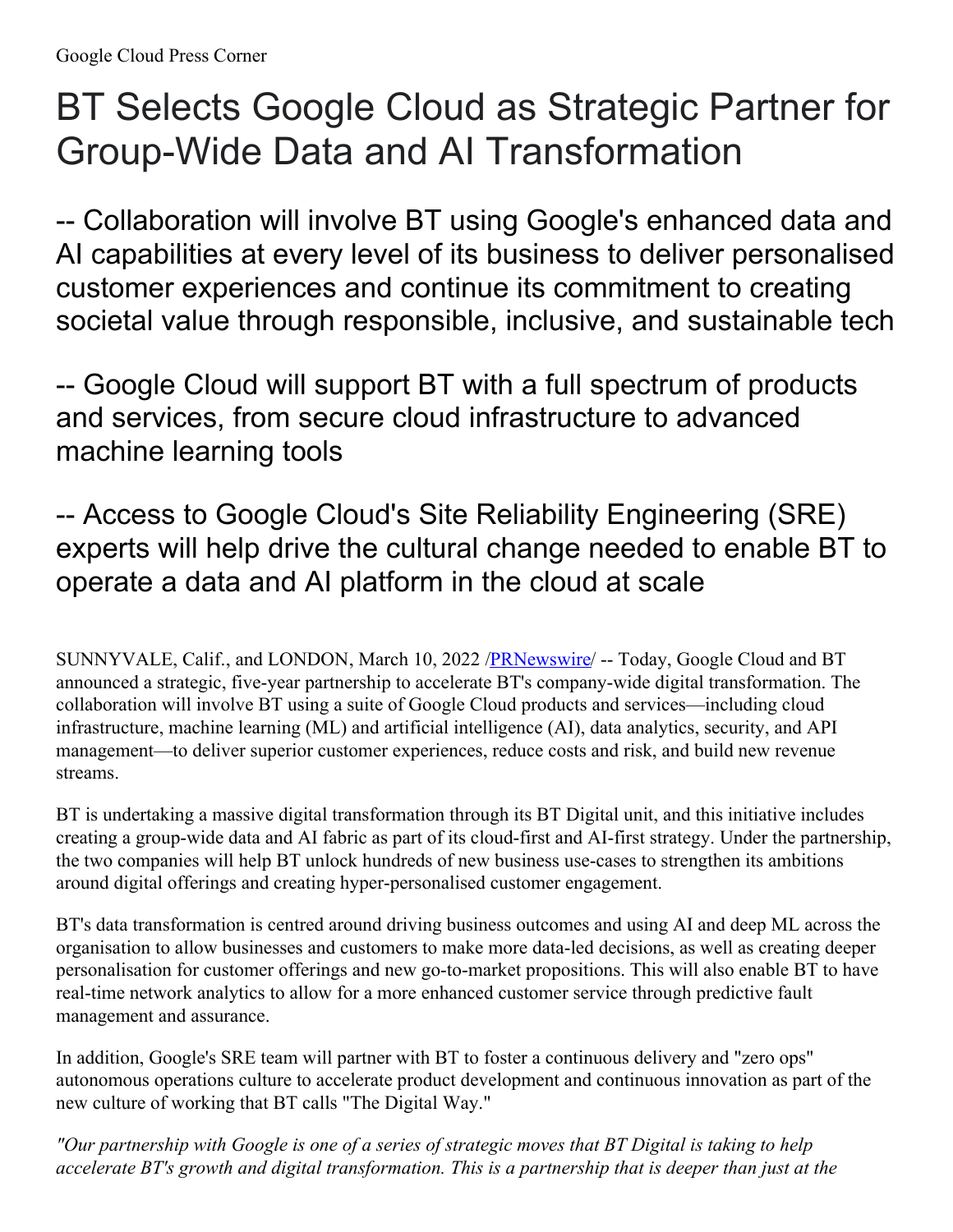Google Cloud Press Corner

# BT Selects Google Cloud as Strategic Partner for Group-Wide Data and AI Transformation

## -- Collaboration will involve BT using Google's enhanced data and AI capabilities at every level of its business to deliver personalised customer experiences and continue its commitment to creating societal value through responsible, inclusive, and sustainable tech

## -- Google Cloud will support BT with a full spectrum of products and services, from secure cloud infrastructure to advanced machine learning tools

## -- Access to Google Cloud's Site Reliability Engineering (SRE) experts will help drive the cultural change needed to enable BT to operate a data and AI platform in the cloud at scale

SUNNYVALE, Calif., and LONDON, March 10, 2022 /[PRNewswire](http://www.prnewswire.com/)/ -- Today, Google Cloud and BT announced a strategic, five-year partnership to accelerate BT's company-wide digital transformation. The collaboration will involve BT using a suite of Google Cloud products and services—including cloud infrastructure, machine learning (ML) and artificial intelligence (AI), data analytics, security, and API management—to deliver superior customer experiences, reduce costs and risk, and build new revenue streams.

BT is undertaking a massive digital transformation through its BT Digital unit, and this initiative includes creating a group-wide data and AI fabric as part of its cloud-first and AI-first strategy. Under the partnership, the two companies will help BT unlock hundreds of new business use-cases to strengthen its ambitions around digital offerings and creating hyper-personalised customer engagement.

BT's data transformation is centred around driving business outcomes and using AI and deep ML across the organisation to allow businesses and customers to make more data-led decisions, as well as creating deeper personalisation for customer offerings and new go-to-market propositions. This will also enable BT to have real-time network analytics to allow for a more enhanced customer service through predictive fault management and assurance.

In addition, Google's SRE team will partner with BT to foster a continuous delivery and "zero ops" autonomous operations culture to accelerate product development and continuous innovation as part of the new culture of working that BT calls "The Digital Way."

*"Our partnership with Google is one of a series of strategic moves that BT Digital is taking to help accelerate BT's growth and digital transformation. This is a partnership that is deeper than just at the*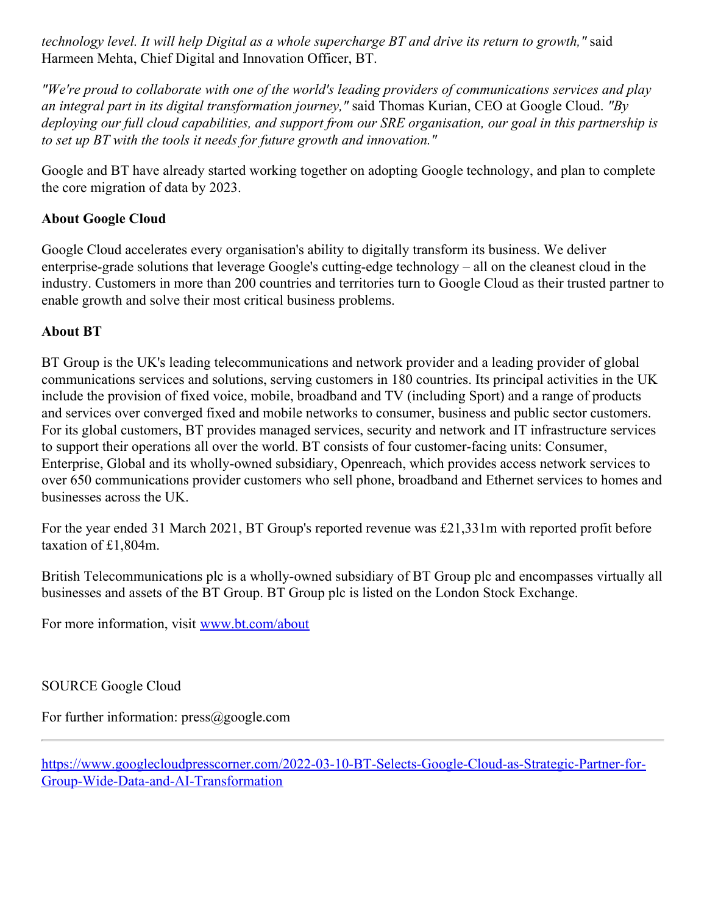*technology level. It will help Digital as a whole supercharge BT and drive its return to growth,"* said Harmeen Mehta, Chief Digital and Innovation Officer, BT.

*"We're proud to collaborate with one of the world's leading providers of communications services and play an integral part in its digital transformation journey,"* said Thomas Kurian, CEO at Google Cloud. *"By deploying our full cloud capabilities, and support from our SRE organisation, our goal in this partnership is to set up BT with the tools it needs for future growth and innovation."*

Google and BT have already started working together on adopting Google technology, and plan to complete the core migration of data by 2023.

**About Google Cloud**

Google Cloud accelerates every organisation's ability to digitally transform its business. We deliver enterprise-grade solutions that leverage Google's cutting-edge technology – all on the cleanest cloud in the industry. Customers in more than 200 countries and territories turn to Google Cloud as their trusted partner to enable growth and solve their most critical business problems.

**About BT**

BT Group is the UK's leading telecommunications and network provider and a leading provider of global communications services and solutions, serving customers in 180 countries. Its principal activities in the UK include the provision of fixed voice, mobile, broadband and TV (including Sport) and a range of products and services over converged fixed and mobile networks to consumer, business and public sector customers. For its global customers, BT provides managed services, security and network and IT infrastructure services to support their operations all over the world. BT consists of four customer-facing units: Consumer, Enterprise, Global and its wholly-owned subsidiary, Openreach, which provides access network services to over 650 communications provider customers who sell phone, broadband and Ethernet services to homes and businesses across the UK.

For the year ended 31 March 2021, BT Group's reported revenue was £21,331m with reported profit before taxation of £1,804m.

British Telecommunications plc is a wholly-owned subsidiary of BT Group plc and encompasses virtually all businesses and assets of the BT Group. BT Group plc is listed on the London Stock Exchange.

For more information, visit [www.bt.com/about](www.bt.com/about)

SOURCE Google Cloud

For further information: press@google.com

---

[https://www.googlecloudpresscorner.com/2022-03-10-BT-Selects-Google-Cloud-as-Strategic-Partner-for-Group-Wide-Data-and-AI-Transformation](https://www.googlecloudpresscorner.com/2022-03-10-BT-Selects-Google-Cloud-as-Strategic-Partner-for-Group-Wide-Data-and-AI-Transformation)